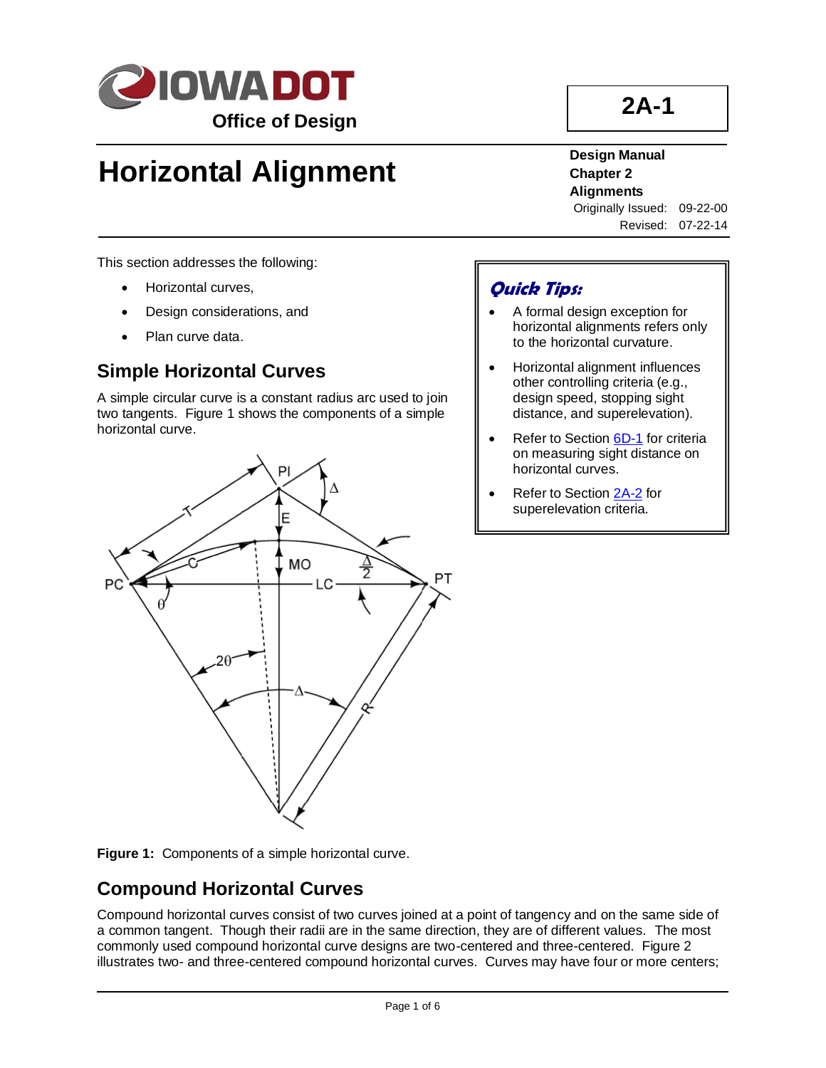# Horizontal Alignment

**2A-1**

**Design Manual**
**Chapter 2**
**Alignments**
Originally Issued: 09-22-00
Revised: 07-22-14

This section addresses the following:

- Horizontal curves,
- Design considerations, and
- Plan curve data.

> ***Quick Tips:***
>
> - A formal design exception for horizontal alignments refers only to the horizontal curvature.
> - Horizontal alignment influences other controlling criteria (e.g., design speed, stopping sight distance, and superelevation).
> - Refer to Section 6D-1 for criteria on measuring sight distance on horizontal curves.
> - Refer to Section 2A-2 for superelevation criteria.

## Simple Horizontal Curves

A simple circular curve is a constant radius arc used to join two tangents. Figure 1 shows the components of a simple horizontal curve.

**Figure 1:** Components of a simple horizontal curve.

## Compound Horizontal Curves

Compound horizontal curves consist of two curves joined at a point of tangency and on the same side of a common tangent. Though their radii are in the same direction, they are of different values. The most commonly used compound horizontal curve designs are two-centered and three-centered. Figure 2 illustrates two- and three-centered compound horizontal curves. Curves may have four or more centers;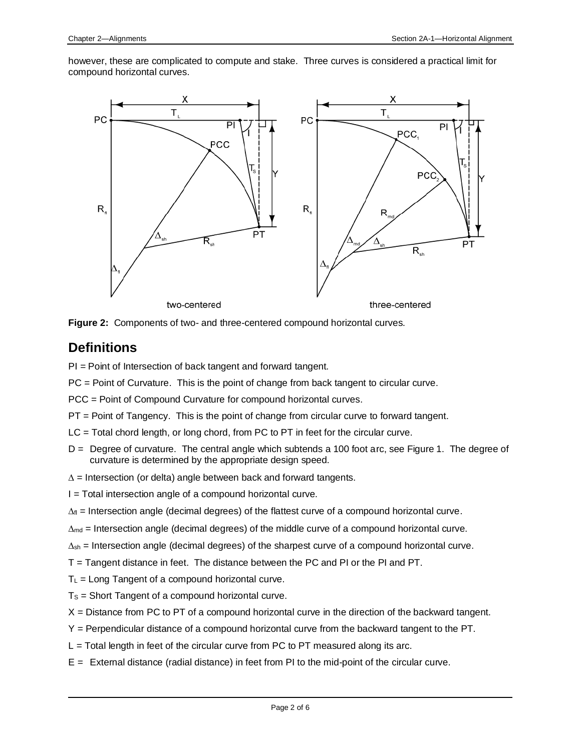however, these are complicated to compute and stake. Three curves is considered a practical limit for compound horizontal curves.

**Figure 2:** Components of two- and three-centered compound horizontal curves.

## Definitions

PI = Point of Intersection of back tangent and forward tangent.

PC = Point of Curvature. This is the point of change from back tangent to circular curve.

PCC = Point of Compound Curvature for compound horizontal curves.

PT = Point of Tangency. This is the point of change from circular curve to forward tangent.

LC = Total chord length, or long chord, from PC to PT in feet for the circular curve.

D = Degree of curvature. The central angle which subtends a 100 foot arc, see Figure 1. The degree of curvature is determined by the appropriate design speed.

$\Delta$ = Intersection (or delta) angle between back and forward tangents.

I = Total intersection angle of a compound horizontal curve.

$\Delta_{fl}$ = Intersection angle (decimal degrees) of the flattest curve of a compound horizontal curve.

$\Delta_{md}$ = Intersection angle (decimal degrees) of the middle curve of a compound horizontal curve.

$\Delta_{sh}$ = Intersection angle (decimal degrees) of the sharpest curve of a compound horizontal curve.

T = Tangent distance in feet. The distance between the PC and PI or the PI and PT.

$T_L$ = Long Tangent of a compound horizontal curve.

$T_S$ = Short Tangent of a compound horizontal curve.

X = Distance from PC to PT of a compound horizontal curve in the direction of the backward tangent.

Y = Perpendicular distance of a compound horizontal curve from the backward tangent to the PT.

L = Total length in feet of the circular curve from PC to PT measured along its arc.

E = External distance (radial distance) in feet from PI to the mid-point of the circular curve.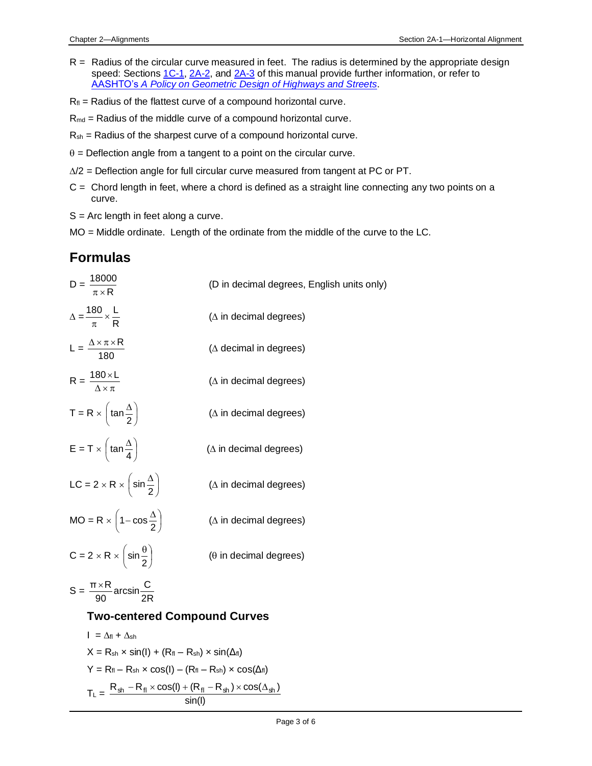R = Radius of the circular curve measured in feet. The radius is determined by the appropriate design speed: Sections 1C-1, 2A-2, and 2A-3 of this manual provide further information, or refer to AASHTO's *A Policy on Geometric Design of Highways and Streets*.

$R_{fl}$ = Radius of the flattest curve of a compound horizontal curve.

$R_{md}$ = Radius of the middle curve of a compound horizontal curve.

$R_{sh}$ = Radius of the sharpest curve of a compound horizontal curve.

$\theta$ = Deflection angle from a tangent to a point on the circular curve.

$\Delta/2$ = Deflection angle for full circular curve measured from tangent at PC or PT.

C = Chord length in feet, where a chord is defined as a straight line connecting any two points on a curve.

S = Arc length in feet along a curve.

MO = Middle ordinate. Length of the ordinate from the middle of the curve to the LC.

## Formulas

$$D = \frac{18000}{\pi \times R}$$ (D in decimal degrees, English units only)

$$\Delta = \frac{180}{\pi} \times \frac{L}{R}$$ ($\Delta$ in decimal degrees)

$$L = \frac{\Delta \times \pi \times R}{180}$$ ($\Delta$ decimal in degrees)

$$R = \frac{180 \times L}{\Delta \times \pi}$$ ($\Delta$ in decimal degrees)

$$T = R \times \left( \tan \frac{\Delta}{2} \right)$$ ($\Delta$ in decimal degrees)

$$E = T \times \left( \tan \frac{\Delta}{4} \right)$$ ($\Delta$ in decimal degrees)

$$LC = 2 \times R \times \left( \sin \frac{\Delta}{2} \right)$$ ($\Delta$ in decimal degrees)

$$MO = R \times \left( 1 - \cos \frac{\Delta}{2} \right)$$ ($\Delta$ in decimal degrees)

$$C = 2 \times R \times \left( \sin \frac{\theta}{2} \right)$$ ($\theta$ in decimal degrees)

$$S = \frac{\pi \times R}{90} \arcsin \frac{C}{2R}$$

### Two-centered Compound Curves

$$I = \Delta_{fl} + \Delta_{sh}$$

$$X = R_{sh} \times \sin(I) + (R_{fl} - R_{sh}) \times \sin(\Delta_{fl})$$

$$Y = R_{fl} - R_{sh} \times \cos(I) - (R_{fl} - R_{sh}) \times \cos(\Delta_{fl})$$

$$T_L = \frac{R_{sh} - R_{fl} \times \cos(I) + (R_{fl} - R_{sh}) \times \cos(\Delta_{sh})}{\sin(I)}$$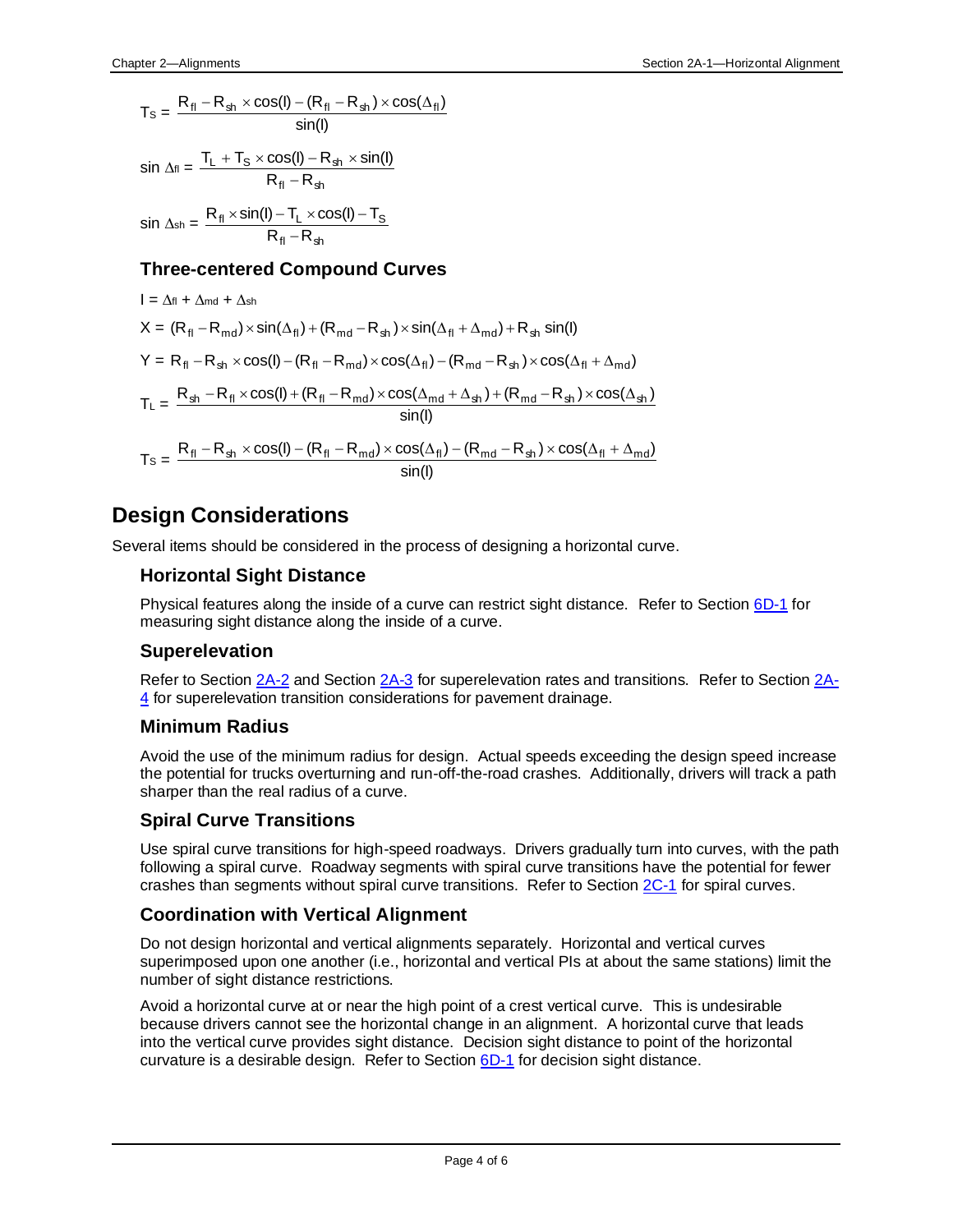$$T_S = \frac{R_{fl} - R_{sh} \times \cos(I) - (R_{fl} - R_{sh}) \times \cos(\Delta_{fl})}{\sin(I)}$$

$$\sin \Delta_{fl} = \frac{T_L + T_S \times \cos(I) - R_{sh} \times \sin(I)}{R_{fl} - R_{sh}}$$

$$\sin \Delta_{sh} = \frac{R_{fl} \times \sin(I) - T_L \times \cos(I) - T_S}{R_{fl} - R_{sh}}$$

### Three-centered Compound Curves

$$I = \Delta_{fl} + \Delta_{md} + \Delta_{sh}$$

$$X = (R_{fl} - R_{md}) \times \sin(\Delta_{fl}) + (R_{md} - R_{sh}) \times \sin(\Delta_{fl} + \Delta_{md}) + R_{sh} \sin(I)$$

$$Y = R_{fl} - R_{sh} \times \cos(I) - (R_{fl} - R_{md}) \times \cos(\Delta_{fl}) - (R_{md} - R_{sh}) \times \cos(\Delta_{fl} + \Delta_{md})$$

$$T_L = \frac{R_{sh} - R_{fl} \times \cos(I) + (R_{fl} - R_{md}) \times \cos(\Delta_{md} + \Delta_{sh}) + (R_{md} - R_{sh}) \times \cos(\Delta_{sh})}{\sin(I)}$$

$$T_S = \frac{R_{fl} - R_{sh} \times \cos(I) - (R_{fl} - R_{md}) \times \cos(\Delta_{fl}) - (R_{md} - R_{sh}) \times \cos(\Delta_{fl} + \Delta_{md})}{\sin(I)}$$

## Design Considerations

Several items should be considered in the process of designing a horizontal curve.

### Horizontal Sight Distance

Physical features along the inside of a curve can restrict sight distance. Refer to Section 6D-1 for measuring sight distance along the inside of a curve.

### Superelevation

Refer to Section 2A-2 and Section 2A-3 for superelevation rates and transitions. Refer to Section 2A-4 for superelevation transition considerations for pavement drainage.

### Minimum Radius

Avoid the use of the minimum radius for design. Actual speeds exceeding the design speed increase the potential for trucks overturning and run-off-the-road crashes. Additionally, drivers will track a path sharper than the real radius of a curve.

### Spiral Curve Transitions

Use spiral curve transitions for high-speed roadways. Drivers gradually turn into curves, with the path following a spiral curve. Roadway segments with spiral curve transitions have the potential for fewer crashes than segments without spiral curve transitions. Refer to Section 2C-1 for spiral curves.

### Coordination with Vertical Alignment

Do not design horizontal and vertical alignments separately. Horizontal and vertical curves superimposed upon one another (i.e., horizontal and vertical PIs at about the same stations) limit the number of sight distance restrictions.

Avoid a horizontal curve at or near the high point of a crest vertical curve. This is undesirable because drivers cannot see the horizontal change in an alignment. A horizontal curve that leads into the vertical curve provides sight distance. Decision sight distance to point of the horizontal curvature is a desirable design. Refer to Section 6D-1 for decision sight distance.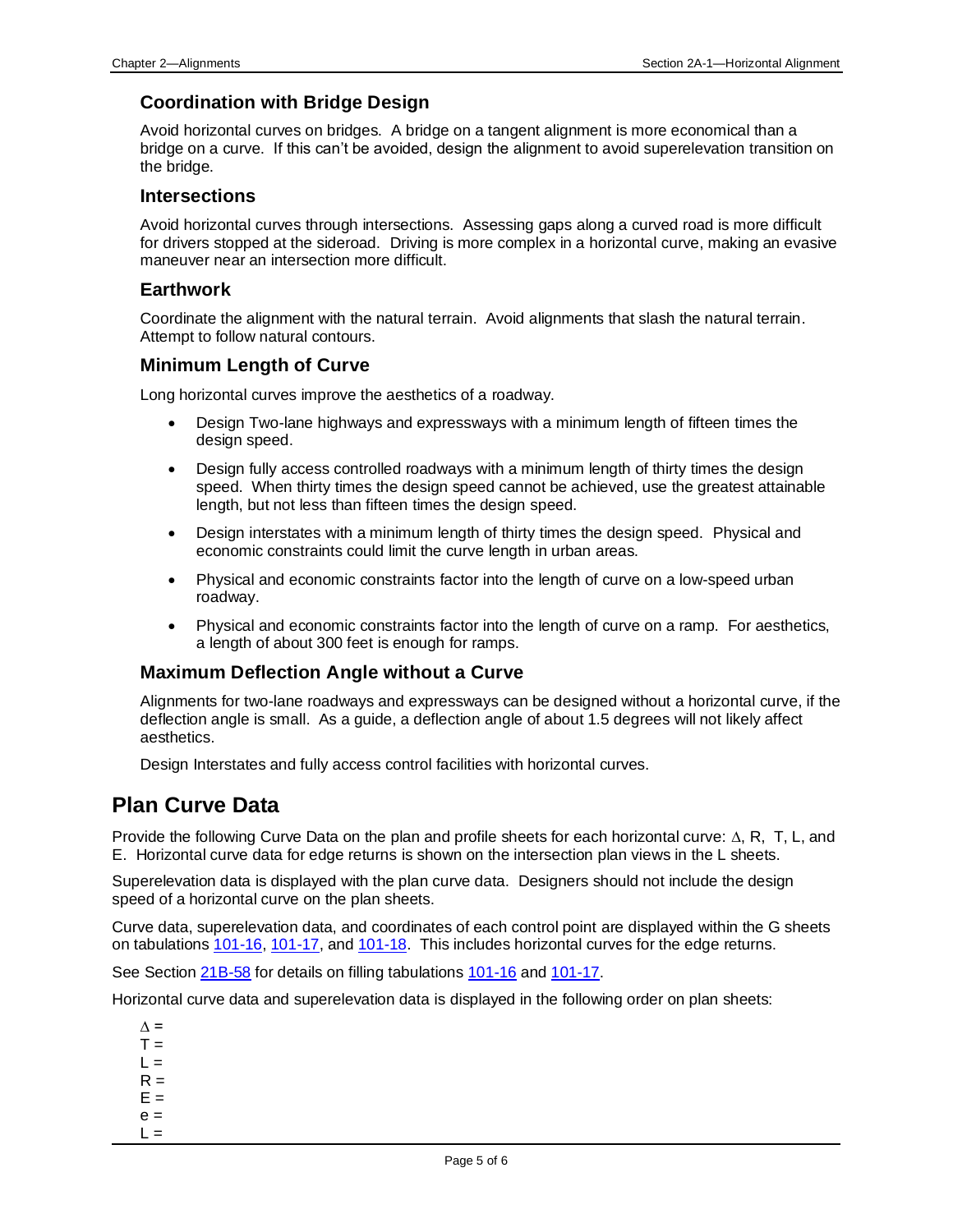### Coordination with Bridge Design

Avoid horizontal curves on bridges. A bridge on a tangent alignment is more economical than a bridge on a curve. If this can't be avoided, design the alignment to avoid superelevation transition on the bridge.

### Intersections

Avoid horizontal curves through intersections. Assessing gaps along a curved road is more difficult for drivers stopped at the sideroad. Driving is more complex in a horizontal curve, making an evasive maneuver near an intersection more difficult.

### Earthwork

Coordinate the alignment with the natural terrain. Avoid alignments that slash the natural terrain. Attempt to follow natural contours.

### Minimum Length of Curve

Long horizontal curves improve the aesthetics of a roadway.

- Design Two-lane highways and expressways with a minimum length of fifteen times the design speed.
- Design fully access controlled roadways with a minimum length of thirty times the design speed. When thirty times the design speed cannot be achieved, use the greatest attainable length, but not less than fifteen times the design speed.
- Design interstates with a minimum length of thirty times the design speed. Physical and economic constraints could limit the curve length in urban areas.
- Physical and economic constraints factor into the length of curve on a low-speed urban roadway.
- Physical and economic constraints factor into the length of curve on a ramp. For aesthetics, a length of about 300 feet is enough for ramps.

### Maximum Deflection Angle without a Curve

Alignments for two-lane roadways and expressways can be designed without a horizontal curve, if the deflection angle is small. As a guide, a deflection angle of about 1.5 degrees will not likely affect aesthetics.

Design Interstates and fully access control facilities with horizontal curves.

## Plan Curve Data

Provide the following Curve Data on the plan and profile sheets for each horizontal curve: Δ, R, T, L, and E. Horizontal curve data for edge returns is shown on the intersection plan views in the L sheets.

Superelevation data is displayed with the plan curve data. Designers should not include the design speed of a horizontal curve on the plan sheets.

Curve data, superelevation data, and coordinates of each control point are displayed within the G sheets on tabulations 101-16, 101-17, and 101-18. This includes horizontal curves for the edge returns.

See Section 21B-58 for details on filling tabulations 101-16 and 101-17.

Horizontal curve data and superelevation data is displayed in the following order on plan sheets:

Δ =  
T =  
L =  
R =  
E =  
e =  
L =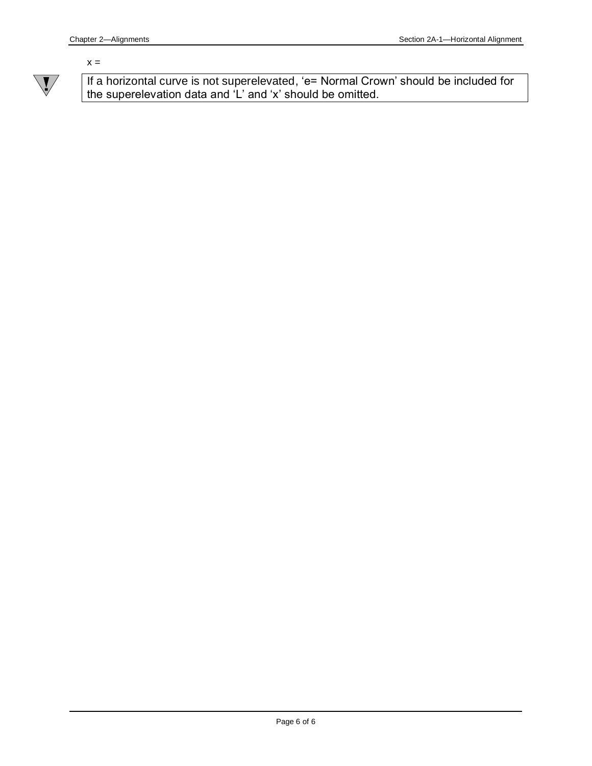$x =$

> If a horizontal curve is not superelevated, 'e= Normal Crown' should be included for the superelevation data and 'L' and 'x' should be omitted.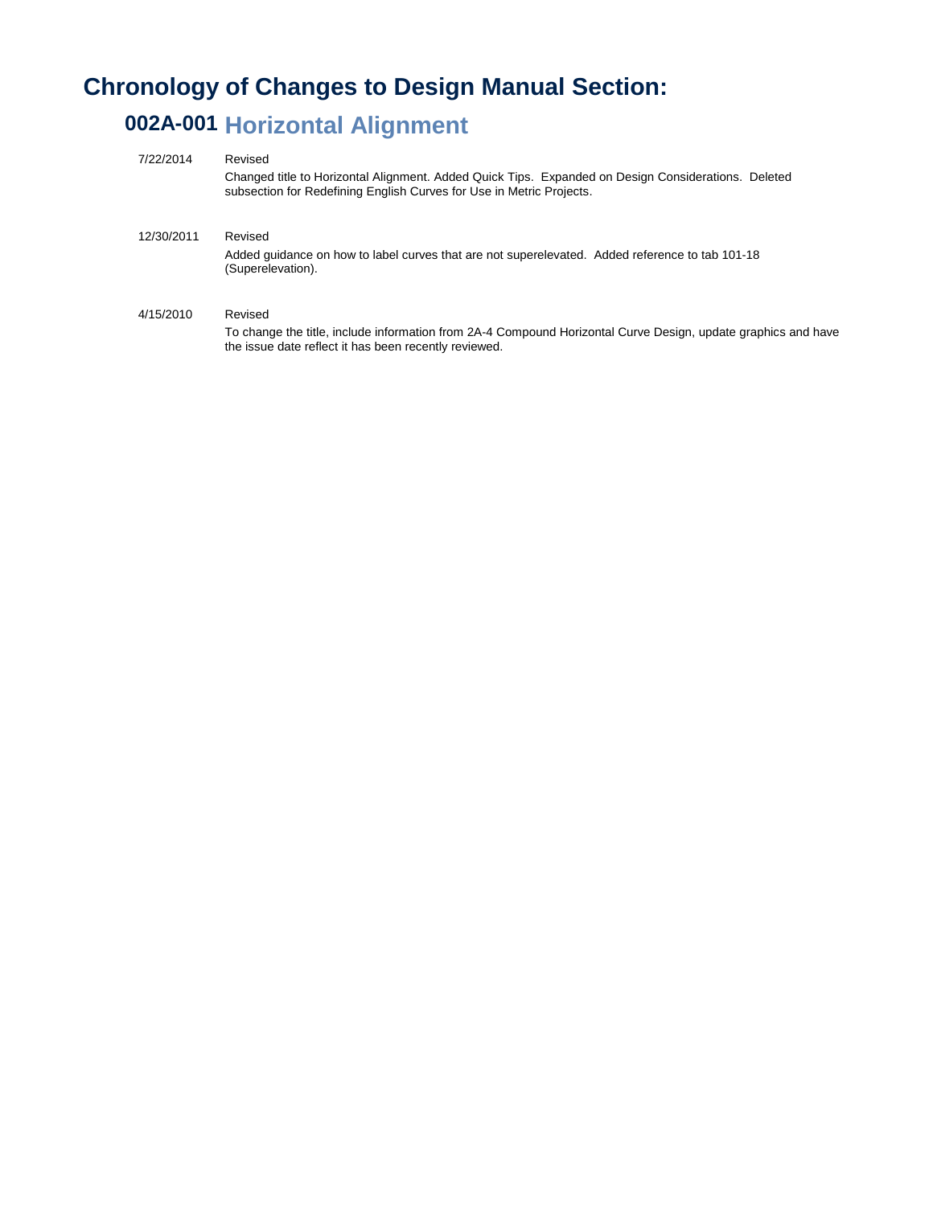# Chronology of Changes to Design Manual Section:

## 002A-001 Horizontal Alignment

7/22/2014 Revised

Changed title to Horizontal Alignment. Added Quick Tips. Expanded on Design Considerations. Deleted subsection for Redefining English Curves for Use in Metric Projects.

12/30/2011 Revised

Added guidance on how to label curves that are not superelevated. Added reference to tab 101-18 (Superelevation).

4/15/2010 Revised

To change the title, include information from 2A-4 Compound Horizontal Curve Design, update graphics and have the issue date reflect it has been recently reviewed.